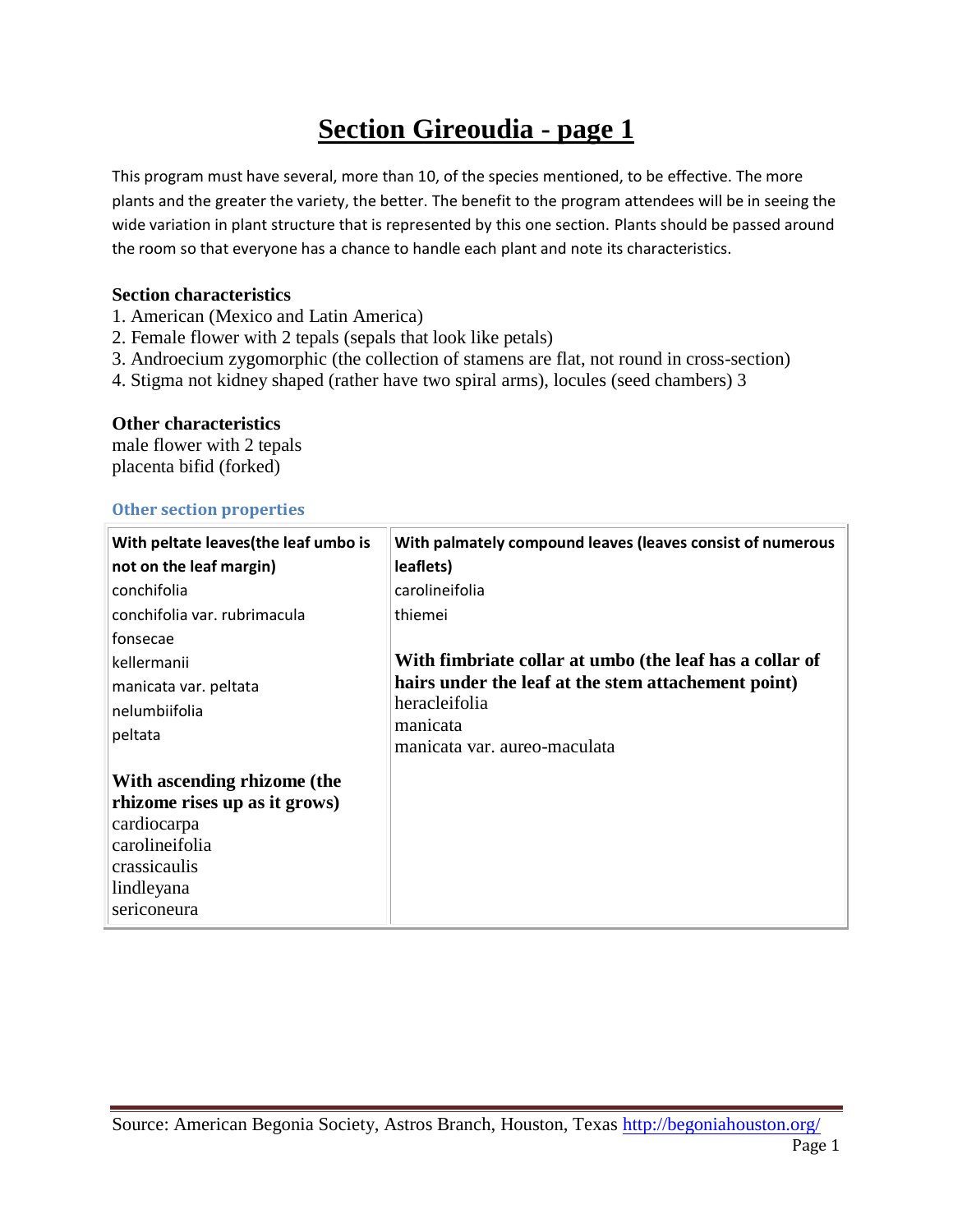# Section Gireoudia - page 1

This program must have several, more than 10, of the species mentioned, to be effective. The more plants and the greater the variety, the better. The benefit to the program attendees will be in seeing the wide variation in plant structure that is represented by this one section. Plants should be passed around the room so that everyone has a chance to handle each plant and note its characteristics.

**Section characteristics**

1. American (Mexico and Latin America)
2. Female flower with 2 tepals (sepals that look like petals)
3. Androecium zygomorphic (the collection of stamens are flat, not round in cross-section)
4. Stigma not kidney shaped (rather have two spiral arms), locules (seed chambers) 3

**Other characteristics**

male flower with 2 tepals
placenta bifid (forked)

### Other section properties

| **With peltate leaves(the leaf umbo is not on the leaf margin)** | **With palmately compound leaves (leaves consist of numerous leaflets)** |
|---|---|
| conchifolia<br>conchifolia var. rubrimacula<br>fonsecae<br>kellermanii<br>manicata var. peltata<br>nelumbiifolia<br>peltata | carolineifolia<br>thiemei |
| **With ascending rhizome (the rhizome rises up as it grows)**<br>cardiocarpa<br>carolineifolia<br>crassicaulis<br>lindleyana<br>sericoneura | **With fimbriate collar at umbo (the leaf has a collar of hairs under the leaf at the stem attachement point)**<br>heracleifolia<br>manicata<br>manicata var. aureo-maculata |

Source: American Begonia Society, Astros Branch, Houston, Texas http://begoniahouston.org/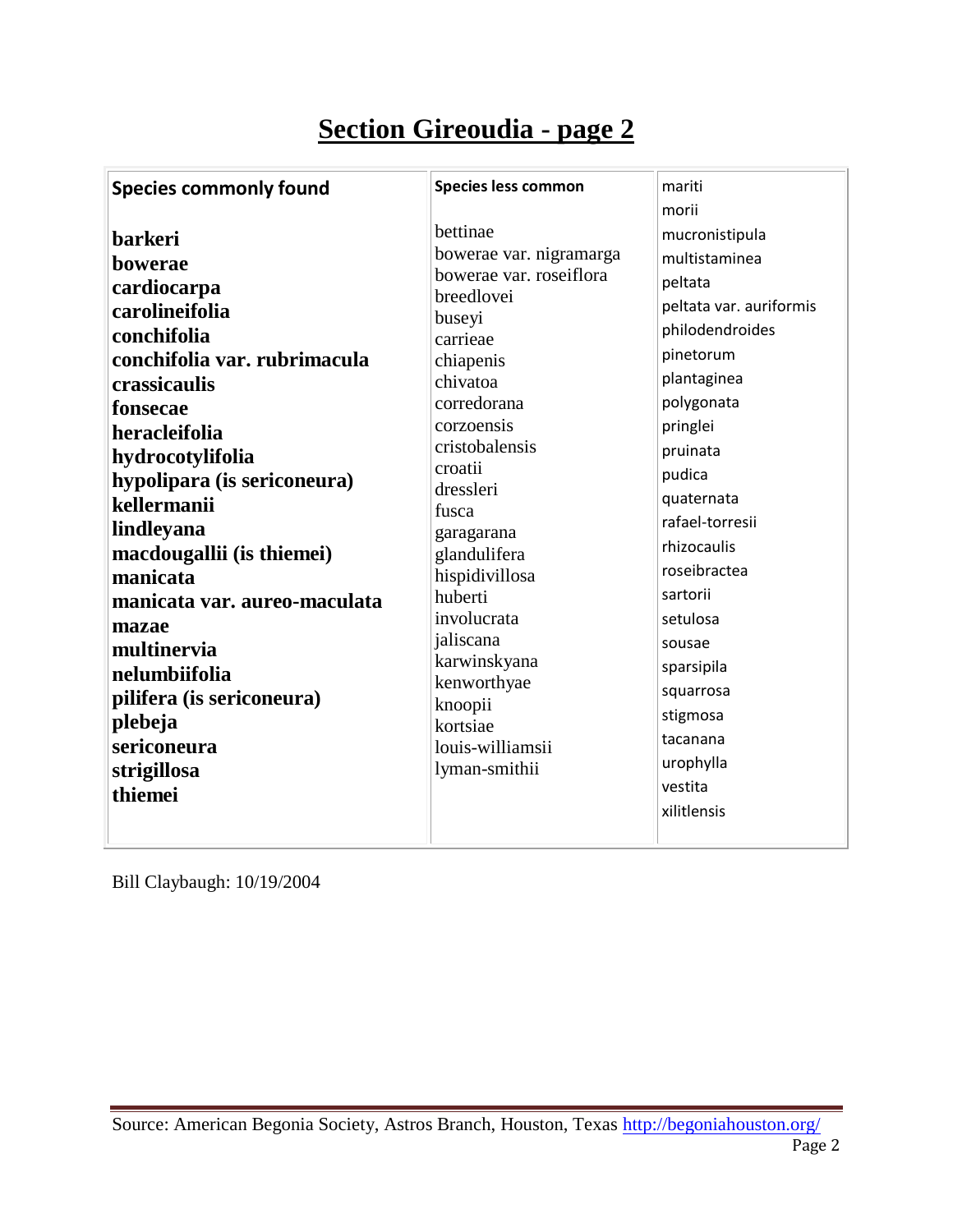# Section Gireoudia - page 2

| Species commonly found | Species less common | |
|---|---|---|
| **barkeri** | bettinae | mariti |
| **bowerae** | bowerae var. nigramarga | morii |
| **cardiocarpa** | bowerae var. roseiflora | mucronistipula |
| **carolineifolia** | breedlovei | multistaminea |
| **conchifolia** | buseyi | peltata |
| **conchifolia var. rubrimacula** | carrieae | peltata var. auriformis |
| **crassicaulis** | chiapensis | philodendroides |
| **fonsecae** | chivatoa | pinetorum |
| **heracleifolia** | corredorana | plantaginea |
| **hydrocotylifolia** | corzoensis | polygonata |
| **hypolipara (is sericoneura)** | cristobalensis | pringlei |
| **kellermanii** | croatii | pruinata |
| **lindleyana** | dressleri | pudica |
| **macdougallii (is thiemei)** | fusca | quaternata |
| **manicata** | garagarana | rafael-torresii |
| **manicata var. aureo-maculata** | glandulifera | rhizocaulis |
| **mazae** | hispidivillosa | roseibractea |
| **multinervia** | huberti | sartorii |
| **nelumbiifolia** | involucrata | setulosa |
| **pilifera (is sericoneura)** | jaliscana | sousae |
| **plebeja** | karwinskyana | sparsipila |
| **sericoneura** | kenworthyae | squarrosa |
| **strigillosa** | knoopii | stigmosa |
| **thiemei** | kortsiae | tacanana |
| | louis-williamsii | urophylla |
| | lyman-smithii | vestita |
| | | xilitlensis |

Bill Claybaugh: 10/19/2004

Source: American Begonia Society, Astros Branch, Houston, Texas http://begoniahouston.org/